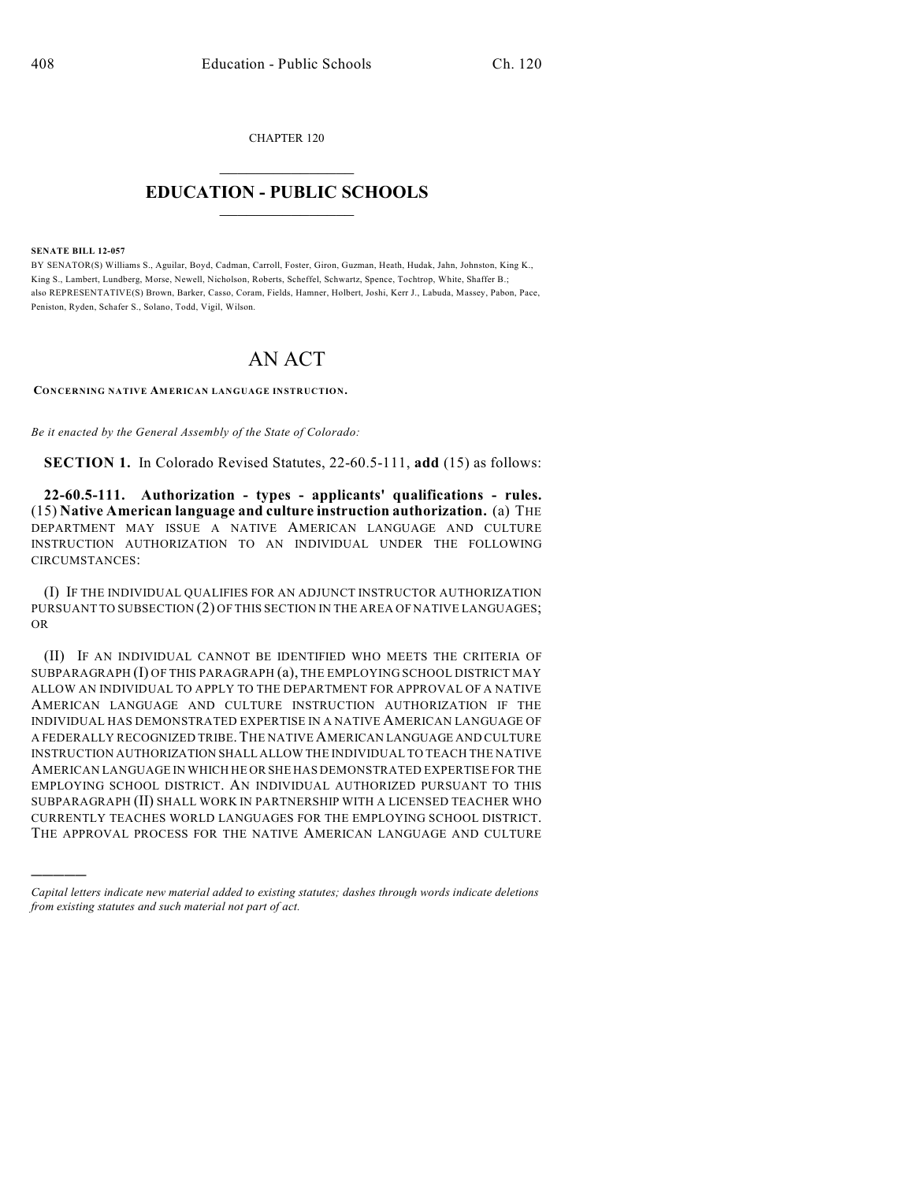CHAPTER 120

# EDUCATION - PUBLIC SCHOOLS

**SENATE BILL 12-057**

BY SENATOR(S) Williams S., Aguilar, Boyd, Cadman, Carroll, Foster, Giron, Guzman, Heath, Hudak, Jahn, Johnston, King K., King S., Lambert, Lundberg, Morse, Newell, Nicholson, Roberts, Scheffel, Schwartz, Spence, Tochtrop, White, Shaffer B.; also REPRESENTATIVE(S) Brown, Barker, Casso, Coram, Fields, Hamner, Holbert, Joshi, Kerr J., Labuda, Massey, Pabon, Pace, Peniston, Ryden, Schafer S., Solano, Todd, Vigil, Wilson.

# AN ACT

**CONCERNING NATIVE AMERICAN LANGUAGE INSTRUCTION.**

*Be it enacted by the General Assembly of the State of Colorado:*

**SECTION 1.** In Colorado Revised Statutes, 22-60.5-111, **add** (15) as follows:

**22-60.5-111. Authorization - types - applicants' qualifications - rules.** (15) **Native American language and culture instruction authorization.** (a) THE DEPARTMENT MAY ISSUE A NATIVE AMERICAN LANGUAGE AND CULTURE INSTRUCTION AUTHORIZATION TO AN INDIVIDUAL UNDER THE FOLLOWING CIRCUMSTANCES:

(I) IF THE INDIVIDUAL QUALIFIES FOR AN ADJUNCT INSTRUCTOR AUTHORIZATION PURSUANT TO SUBSECTION (2) OF THIS SECTION IN THE AREA OF NATIVE LANGUAGES; OR

(II) IF AN INDIVIDUAL CANNOT BE IDENTIFIED WHO MEETS THE CRITERIA OF SUBPARAGRAPH (I) OF THIS PARAGRAPH (a), THE EMPLOYING SCHOOL DISTRICT MAY ALLOW AN INDIVIDUAL TO APPLY TO THE DEPARTMENT FOR APPROVAL OF A NATIVE AMERICAN LANGUAGE AND CULTURE INSTRUCTION AUTHORIZATION IF THE INDIVIDUAL HAS DEMONSTRATED EXPERTISE IN A NATIVE AMERICAN LANGUAGE OF A FEDERALLY RECOGNIZED TRIBE. THE NATIVE AMERICAN LANGUAGE AND CULTURE INSTRUCTION AUTHORIZATION SHALL ALLOW THE INDIVIDUAL TO TEACH THE NATIVE AMERICAN LANGUAGE IN WHICH HE OR SHE HAS DEMONSTRATED EXPERTISE FOR THE EMPLOYING SCHOOL DISTRICT. AN INDIVIDUAL AUTHORIZED PURSUANT TO THIS SUBPARAGRAPH (II) SHALL WORK IN PARTNERSHIP WITH A LICENSED TEACHER WHO CURRENTLY TEACHES WORLD LANGUAGES FOR THE EMPLOYING SCHOOL DISTRICT. THE APPROVAL PROCESS FOR THE NATIVE AMERICAN LANGUAGE AND CULTURE

*Capital letters indicate new material added to existing statutes; dashes through words indicate deletions from existing statutes and such material not part of act.*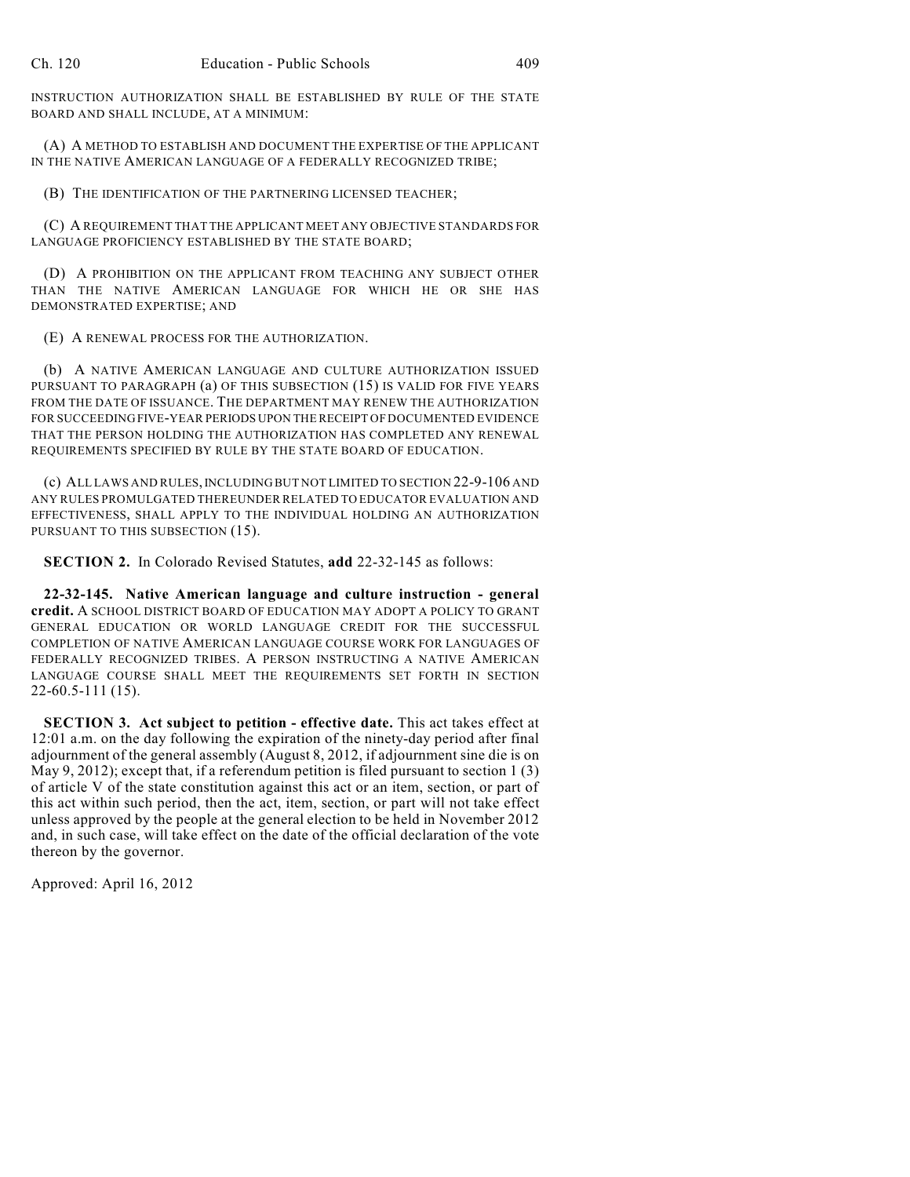INSTRUCTION AUTHORIZATION SHALL BE ESTABLISHED BY RULE OF THE STATE BOARD AND SHALL INCLUDE, AT A MINIMUM:

(A) A METHOD TO ESTABLISH AND DOCUMENT THE EXPERTISE OF THE APPLICANT IN THE NATIVE AMERICAN LANGUAGE OF A FEDERALLY RECOGNIZED TRIBE;

(B) THE IDENTIFICATION OF THE PARTNERING LICENSED TEACHER;

(C) A REQUIREMENT THAT THE APPLICANT MEET ANY OBJECTIVE STANDARDS FOR LANGUAGE PROFICIENCY ESTABLISHED BY THE STATE BOARD;

(D) A PROHIBITION ON THE APPLICANT FROM TEACHING ANY SUBJECT OTHER THAN THE NATIVE AMERICAN LANGUAGE FOR WHICH HE OR SHE HAS DEMONSTRATED EXPERTISE; AND

(E) A RENEWAL PROCESS FOR THE AUTHORIZATION.

(b) A NATIVE AMERICAN LANGUAGE AND CULTURE AUTHORIZATION ISSUED PURSUANT TO PARAGRAPH (a) OF THIS SUBSECTION (15) IS VALID FOR FIVE YEARS FROM THE DATE OF ISSUANCE. THE DEPARTMENT MAY RENEW THE AUTHORIZATION FOR SUCCEEDING FIVE-YEAR PERIODS UPON THE RECEIPT OF DOCUMENTED EVIDENCE THAT THE PERSON HOLDING THE AUTHORIZATION HAS COMPLETED ANY RENEWAL REQUIREMENTS SPECIFIED BY RULE BY THE STATE BOARD OF EDUCATION.

(c) ALL LAWS AND RULES, INCLUDING BUT NOT LIMITED TO SECTION 22-9-106 AND ANY RULES PROMULGATED THEREUNDER RELATED TO EDUCATOR EVALUATION AND EFFECTIVENESS, SHALL APPLY TO THE INDIVIDUAL HOLDING AN AUTHORIZATION PURSUANT TO THIS SUBSECTION (15).

**SECTION 2.** In Colorado Revised Statutes, **add** 22-32-145 as follows:

**22-32-145. Native American language and culture instruction - general credit.** A SCHOOL DISTRICT BOARD OF EDUCATION MAY ADOPT A POLICY TO GRANT GENERAL EDUCATION OR WORLD LANGUAGE CREDIT FOR THE SUCCESSFUL COMPLETION OF NATIVE AMERICAN LANGUAGE COURSE WORK FOR LANGUAGES OF FEDERALLY RECOGNIZED TRIBES. A PERSON INSTRUCTING A NATIVE AMERICAN LANGUAGE COURSE SHALL MEET THE REQUIREMENTS SET FORTH IN SECTION 22-60.5-111 (15).

**SECTION 3. Act subject to petition - effective date.** This act takes effect at 12:01 a.m. on the day following the expiration of the ninety-day period after final adjournment of the general assembly (August 8, 2012, if adjournment sine die is on May 9, 2012); except that, if a referendum petition is filed pursuant to section 1 (3) of article V of the state constitution against this act or an item, section, or part of this act within such period, then the act, item, section, or part will not take effect unless approved by the people at the general election to be held in November 2012 and, in such case, will take effect on the date of the official declaration of the vote thereon by the governor.

Approved: April 16, 2012